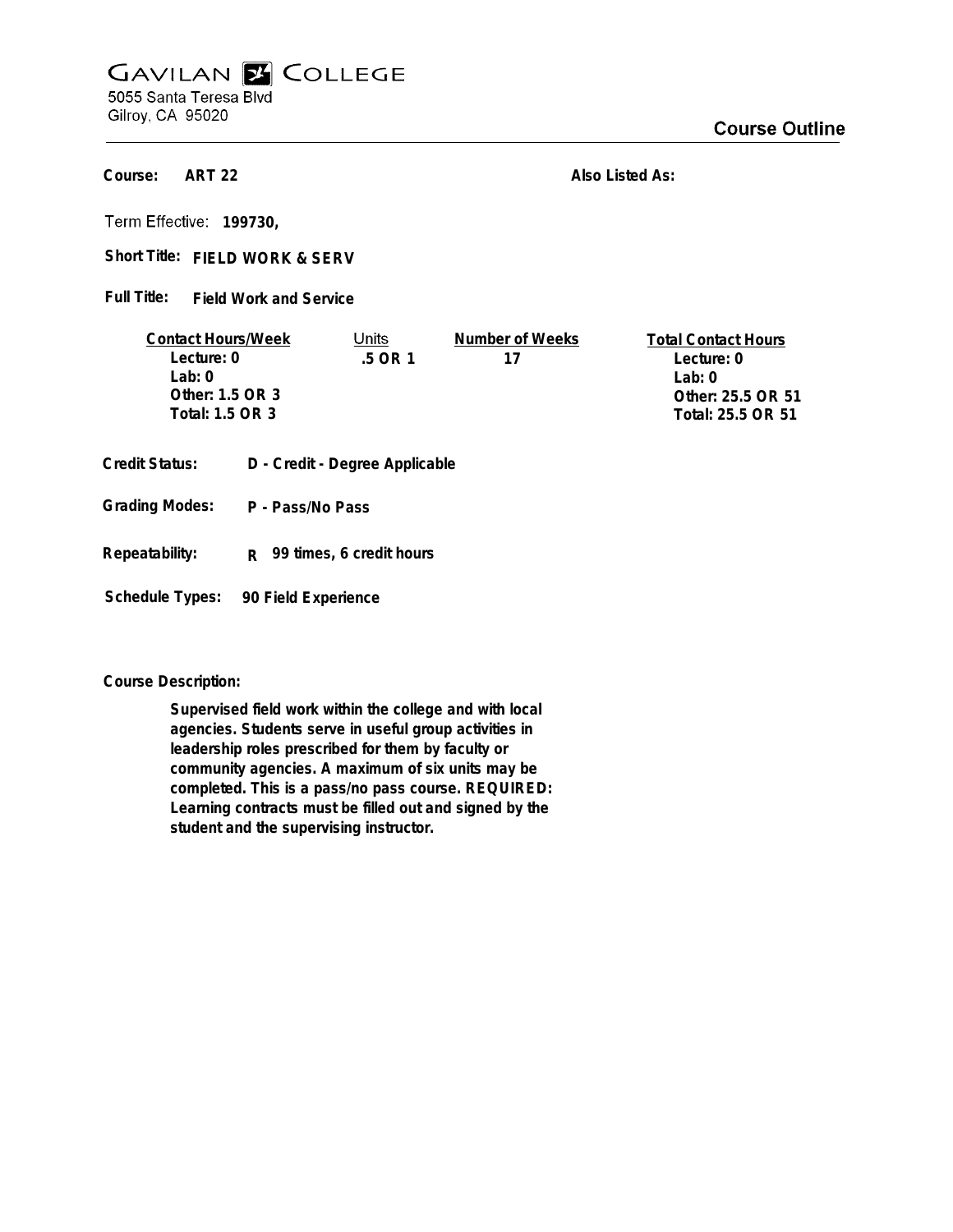# GAVILAN COLLEGE

5055 Santa Teresa Blvd
Gilroy, CA 95020

## Course Outline

**Course:** ART 22

**Also Listed As:**

**Term Effective:** 199730,

**Short Title:** FIELD WORK & SERV

**Full Title:** Field Work and Service

| Contact Hours/Week | Units | Number of Weeks | Total Contact Hours |
|---|---|---|---|
| Lecture: 0 | .5 OR 1 | 17 | Lecture: 0 |
| Lab: 0 | | | Lab: 0 |
| Other: 1.5 OR 3 | | | Other: 25.5 OR 51 |
| Total: 1.5 OR 3 | | | Total: 25.5 OR 51 |

**Credit Status:** D - Credit - Degree Applicable

**Grading Modes:** P - Pass/No Pass

**Repeatability:** R 99 times, 6 credit hours

**Schedule Types:** 90 Field Experience

**Course Description:**

Supervised field work within the college and with local agencies. Students serve in useful group activities in leadership roles prescribed for them by faculty or community agencies. A maximum of six units may be completed. This is a pass/no pass course. REQUIRED: Learning contracts must be filled out and signed by the student and the supervising instructor.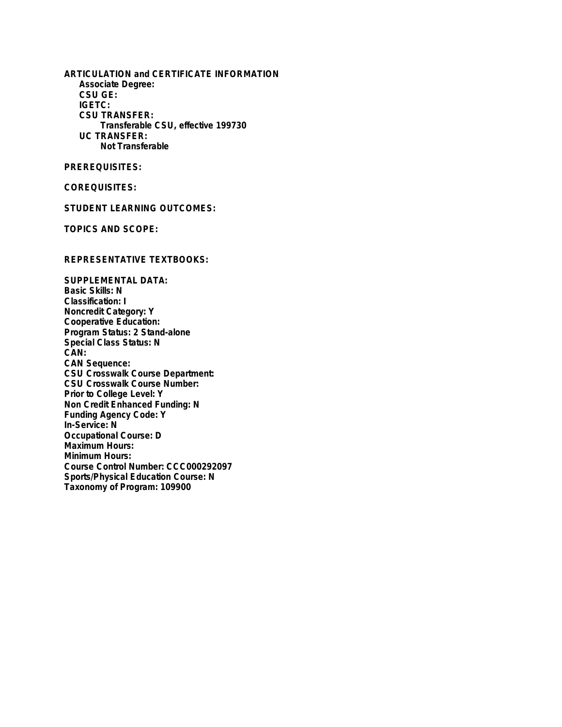**ARTICULATION and CERTIFICATE INFORMATION**

**Associate Degree:**

**CSU GE:**

**IGETC:**

**CSU TRANSFER:**

**Transferable CSU, effective 199730**

**UC TRANSFER:**

**Not Transferable**

**PREREQUISITES:**

**COREQUISITES:**

**STUDENT LEARNING OUTCOMES:**

**TOPICS AND SCOPE:**

**REPRESENTATIVE TEXTBOOKS:**

**SUPPLEMENTAL DATA:**
**Basic Skills: N**
**Classification: I**
**Noncredit Category: Y**
**Cooperative Education:**
**Program Status: 2 Stand-alone**
**Special Class Status: N**
**CAN:**
**CAN Sequence:**
**CSU Crosswalk Course Department:**
**CSU Crosswalk Course Number:**
**Prior to College Level: Y**
**Non Credit Enhanced Funding: N**
**Funding Agency Code: Y**
**In-Service: N**
**Occupational Course: D**
**Maximum Hours:**
**Minimum Hours:**
**Course Control Number: CCC000292097**
**Sports/Physical Education Course: N**
**Taxonomy of Program: 109900**